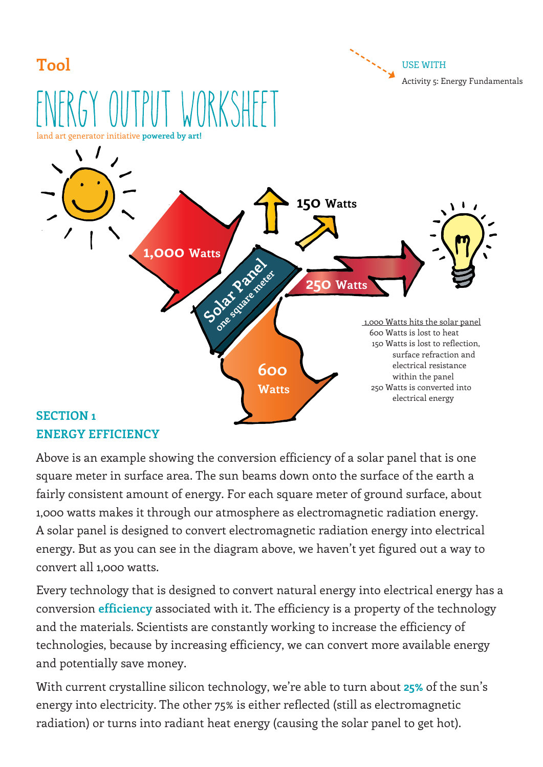**Tool**

USE WITH
Activity 5: Energy Fundamentals

# ENERGY OUTPUT WORKSHEET

land art generator initiative **powered by art!**

1,000 Watts

150 Watts

250 Watts

600 Watts

Solar Panel
one square meter

1,000 Watts hits the solar panel
600 Watts is lost to heat
150 Watts is lost to reflection, surface refraction and electrical resistance within the panel
250 Watts is converted into electrical energy

## SECTION 1
## ENERGY EFFICIENCY

Above is an example showing the conversion efficiency of a solar panel that is one square meter in surface area. The sun beams down onto the surface of the earth a fairly consistent amount of energy. For each square meter of ground surface, about 1,000 watts makes it through our atmosphere as electromagnetic radiation energy. A solar panel is designed to convert electromagnetic radiation energy into electrical energy. But as you can see in the diagram above, we haven't yet figured out a way to convert all 1,000 watts.

Every technology that is designed to convert natural energy into electrical energy has a conversion **efficiency** associated with it. The efficiency is a property of the technology and the materials. Scientists are constantly working to increase the efficiency of technologies, because by increasing efficiency, we can convert more available energy and potentially save money.

With current crystalline silicon technology, we're able to turn about **25%** of the sun's energy into electricity. The other 75% is either reflected (still as electromagnetic radiation) or turns into radiant heat energy (causing the solar panel to get hot).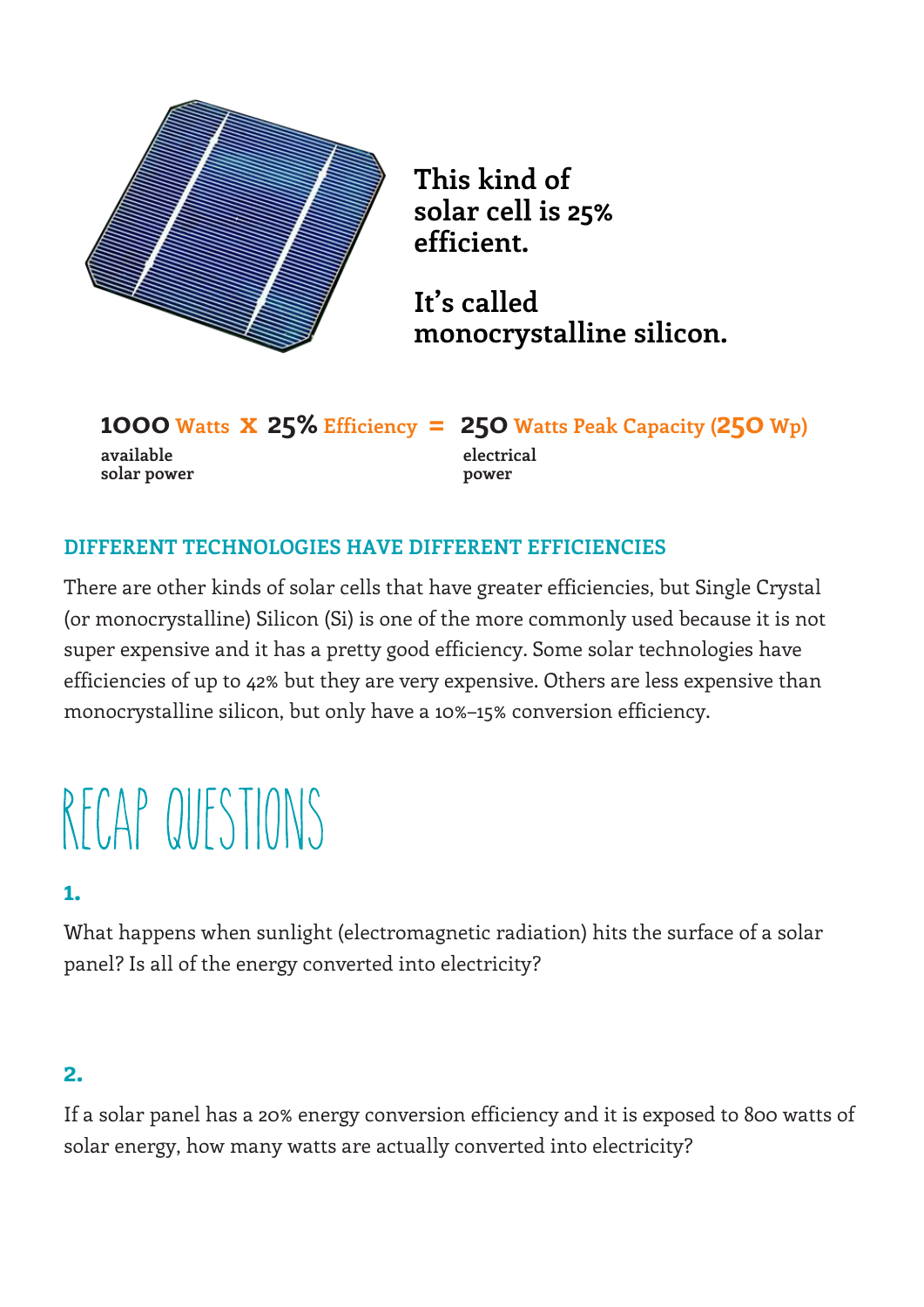**This kind of solar cell is 25% efficient.**

**It's called monocrystalline silicon.**

**1000** Watts **x 25%** Efficiency **= 250** Watts Peak Capacity (**250** Wp)

available solar power — electrical power

### DIFFERENT TECHNOLOGIES HAVE DIFFERENT EFFICIENCIES

There are other kinds of solar cells that have greater efficiencies, but Single Crystal (or monocrystalline) Silicon (Si) is one of the more commonly used because it is not super expensive and it has a pretty good efficiency. Some solar technologies have efficiencies of up to 42% but they are very expensive. Others are less expensive than monocrystalline silicon, but only have a 10%–15% conversion efficiency.

# RECAP QUESTIONS

**1.**

What happens when sunlight (electromagnetic radiation) hits the surface of a solar panel? Is all of the energy converted into electricity?

**2.**

If a solar panel has a 20% energy conversion efficiency and it is exposed to 800 watts of solar energy, how many watts are actually converted into electricity?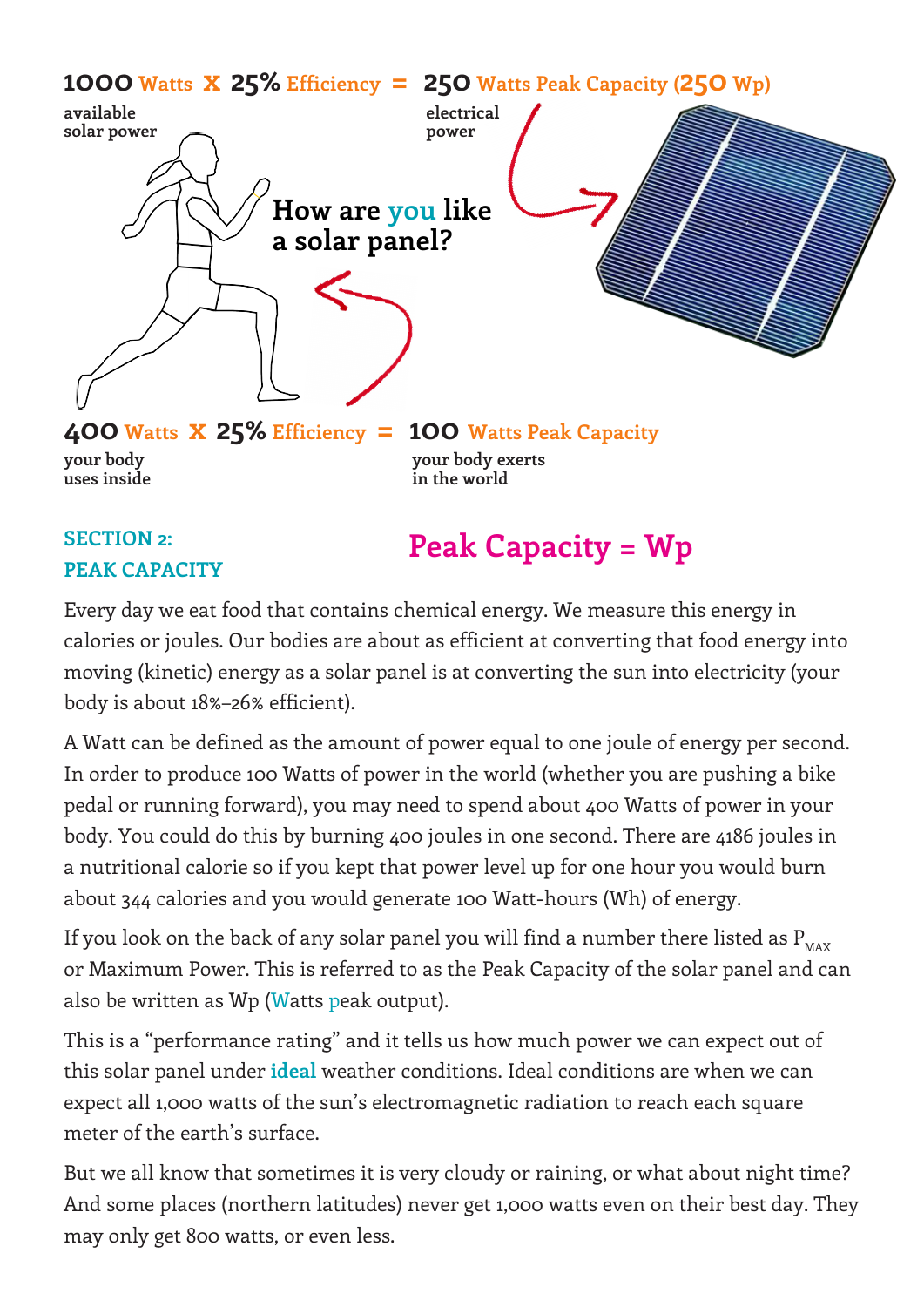**1000** Watts **x** **25%** Efficiency **=** **250** Watts Peak Capacity (**250** Wp)

available solar power — electrical power

**How are you like a solar panel?**

**400** Watts **x** **25%** Efficiency **=** **100** Watts Peak Capacity

your body uses inside — your body exerts in the world

## SECTION 2: PEAK CAPACITY

## Peak Capacity = Wp

Every day we eat food that contains chemical energy. We measure this energy in calories or joules. Our bodies are about as efficient at converting that food energy into moving (kinetic) energy as a solar panel is at converting the sun into electricity (your body is about 18%–26% efficient).

A Watt can be defined as the amount of power equal to one joule of energy per second. In order to produce 100 Watts of power in the world (whether you are pushing a bike pedal or running forward), you may need to spend about 400 Watts of power in your body. You could do this by burning 400 joules in one second. There are 4186 joules in a nutritional calorie so if you kept that power level up for one hour you would burn about 344 calories and you would generate 100 Watt-hours (Wh) of energy.

If you look on the back of any solar panel you will find a number there listed as $P_{MAX}$ or Maximum Power. This is referred to as the Peak Capacity of the solar panel and can also be written as Wp (Watts peak output).

This is a "performance rating" and it tells us how much power we can expect out of this solar panel under **ideal** weather conditions. Ideal conditions are when we can expect all 1,000 watts of the sun's electromagnetic radiation to reach each square meter of the earth's surface.

But we all know that sometimes it is very cloudy or raining, or what about night time? And some places (northern latitudes) never get 1,000 watts even on their best day. They may only get 800 watts, or even less.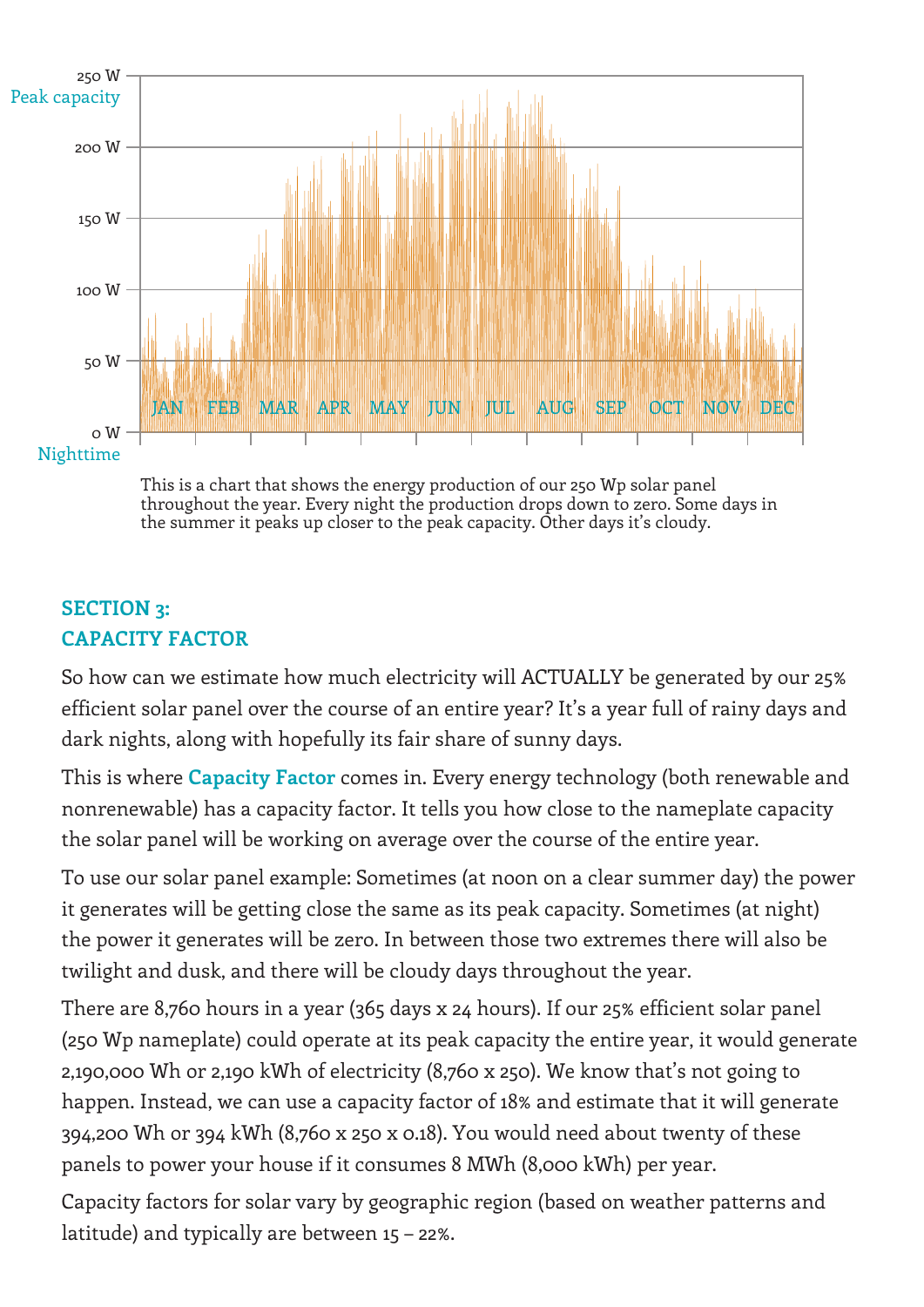This is a chart that shows the energy production of our 250 Wp solar panel throughout the year. Every night the production drops down to zero. Some days in the summer it peaks up closer to the peak capacity. Other days it's cloudy.

## SECTION 3: CAPACITY FACTOR

So how can we estimate how much electricity will ACTUALLY be generated by our 25% efficient solar panel over the course of an entire year? It's a year full of rainy days and dark nights, along with hopefully its fair share of sunny days.

This is where **Capacity Factor** comes in. Every energy technology (both renewable and nonrenewable) has a capacity factor. It tells you how close to the nameplate capacity the solar panel will be working on average over the course of the entire year.

To use our solar panel example: Sometimes (at noon on a clear summer day) the power it generates will be getting close the same as its peak capacity. Sometimes (at night) the power it generates will be zero. In between those two extremes there will also be twilight and dusk, and there will be cloudy days throughout the year.

There are 8,760 hours in a year (365 days x 24 hours). If our 25% efficient solar panel (250 Wp nameplate) could operate at its peak capacity the entire year, it would generate 2,190,000 Wh or 2,190 kWh of electricity (8,760 x 250). We know that's not going to happen. Instead, we can use a capacity factor of 18% and estimate that it will generate 394,200 Wh or 394 kWh (8,760 x 250 x 0.18). You would need about twenty of these panels to power your house if it consumes 8 MWh (8,000 kWh) per year.

Capacity factors for solar vary by geographic region (based on weather patterns and latitude) and typically are between 15 – 22%.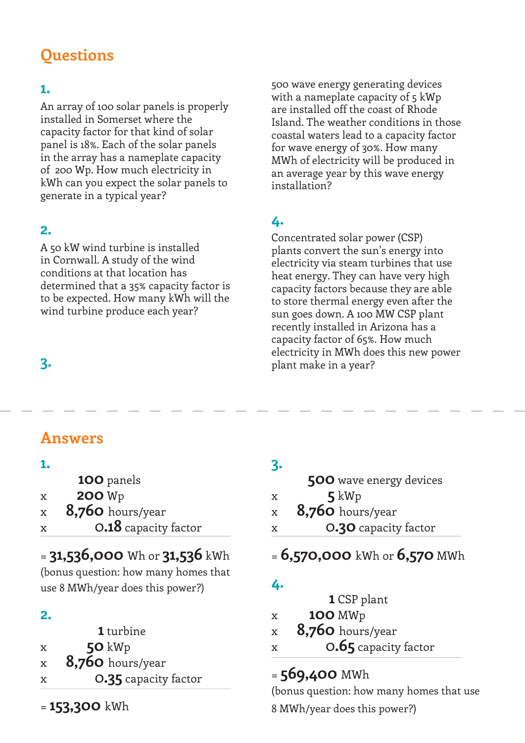## Questions

### 1.

An array of 100 solar panels is properly installed in Somerset where the capacity factor for that kind of solar panel is 18%. Each of the solar panels in the array has a nameplate capacity of 200 Wp. How much electricity in kWh can you expect the solar panels to generate in a typical year?

### 2.

A 50 kW wind turbine is installed in Cornwall. A study of the wind conditions at that location has determined that a 35% capacity factor is to be expected. How many kWh will the wind turbine produce each year?

### 3.

500 wave energy generating devices with a nameplate capacity of 5 kWp are installed off the coast of Rhode Island. The weather conditions in those coastal waters lead to a capacity factor for wave energy of 30%. How many MWh of electricity will be produced in an average year by this wave energy installation?

### 4.

Concentrated solar power (CSP) plants convert the sun's energy into electricity via steam turbines that use heat energy. They can have very high capacity factors because they are able to store thermal energy even after the sun goes down. A 100 MW CSP plant recently installed in Arizona has a capacity factor of 65%. How much electricity in MWh does this new power plant make in a year?

---

## Answers

### 1.

|   |   |
|---|---|
|   | **100** panels |
| x | **200** Wp |
| x | **8,760** hours/year |
| x | **0.18** capacity factor |

= **31,536,000** Wh or **31,536** kWh

(bonus question: how many homes that use 8 MWh/year does this power?)

### 2.

|   |   |
|---|---|
|   | **1** turbine |
| x | **50** kWp |
| x | **8,760** hours/year |
| x | **0.35** capacity factor |

= **153,300** kWh

### 3.

|   |   |
|---|---|
|   | **500** wave energy devices |
| x | **5** kWp |
| x | **8,760** hours/year |
| x | **0.30** capacity factor |

= **6,570,000** kWh or **6,570** MWh

### 4.

|   |   |
|---|---|
|   | **1** CSP plant |
| x | **100** MWp |
| x | **8,760** hours/year |
| x | **0.65** capacity factor |

= **569,400** MWh

(bonus question: how many homes that use 8 MWh/year does this power?)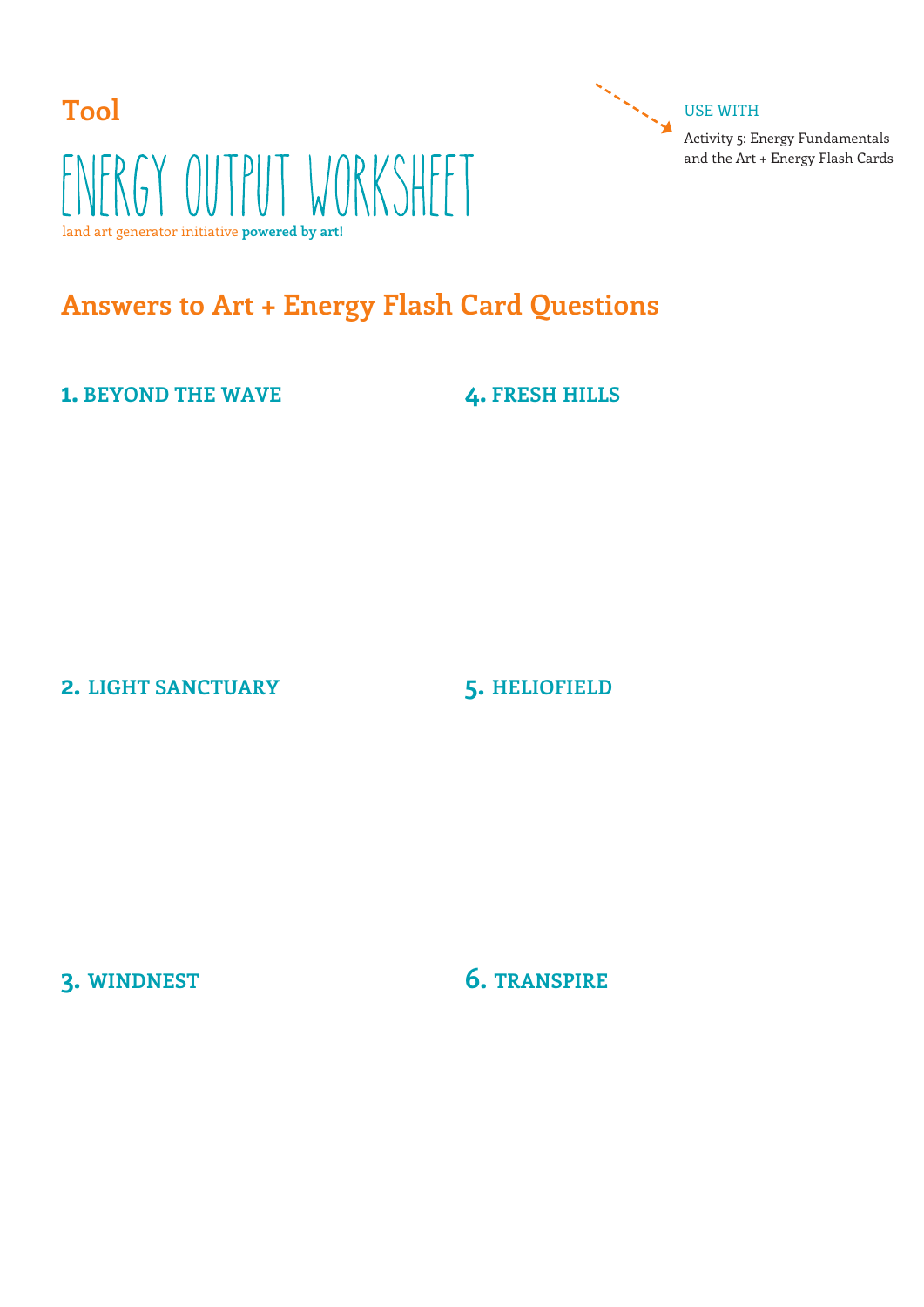**Tool**

# ENERGY OUTPUT WORKSHEET

land art generator initiative **powered by art!**

USE WITH

Activity 5: Energy Fundamentals and the Art + Energy Flash Cards

## Answers to Art + Energy Flash Card Questions

### 1. BEYOND THE WAVE

### 2. LIGHT SANCTUARY

### 3. WINDNEST

### 4. FRESH HILLS

### 5. HELIOFIELD

### 6. TRANSPIRE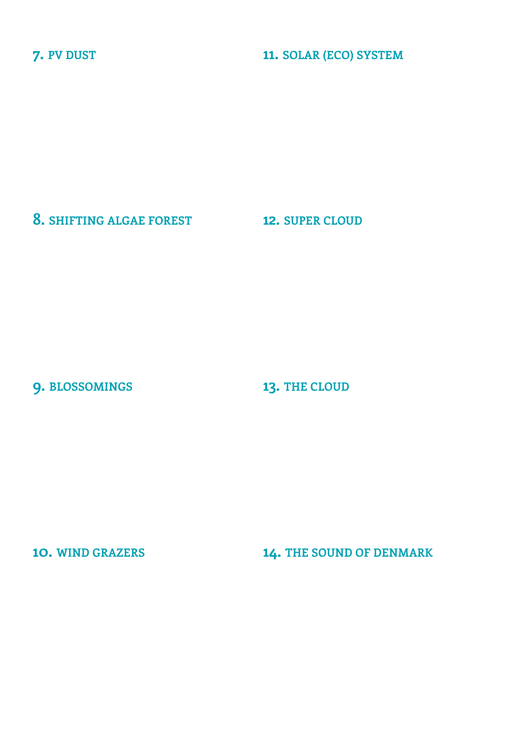**7. PV DUST**

**8. SHIFTING ALGAE FOREST**

**9. BLOSSOMINGS**

**10. WIND GRAZERS**

**11. SOLAR (ECO) SYSTEM**

**12. SUPER CLOUD**

**13. THE CLOUD**

**14. THE SOUND OF DENMARK**